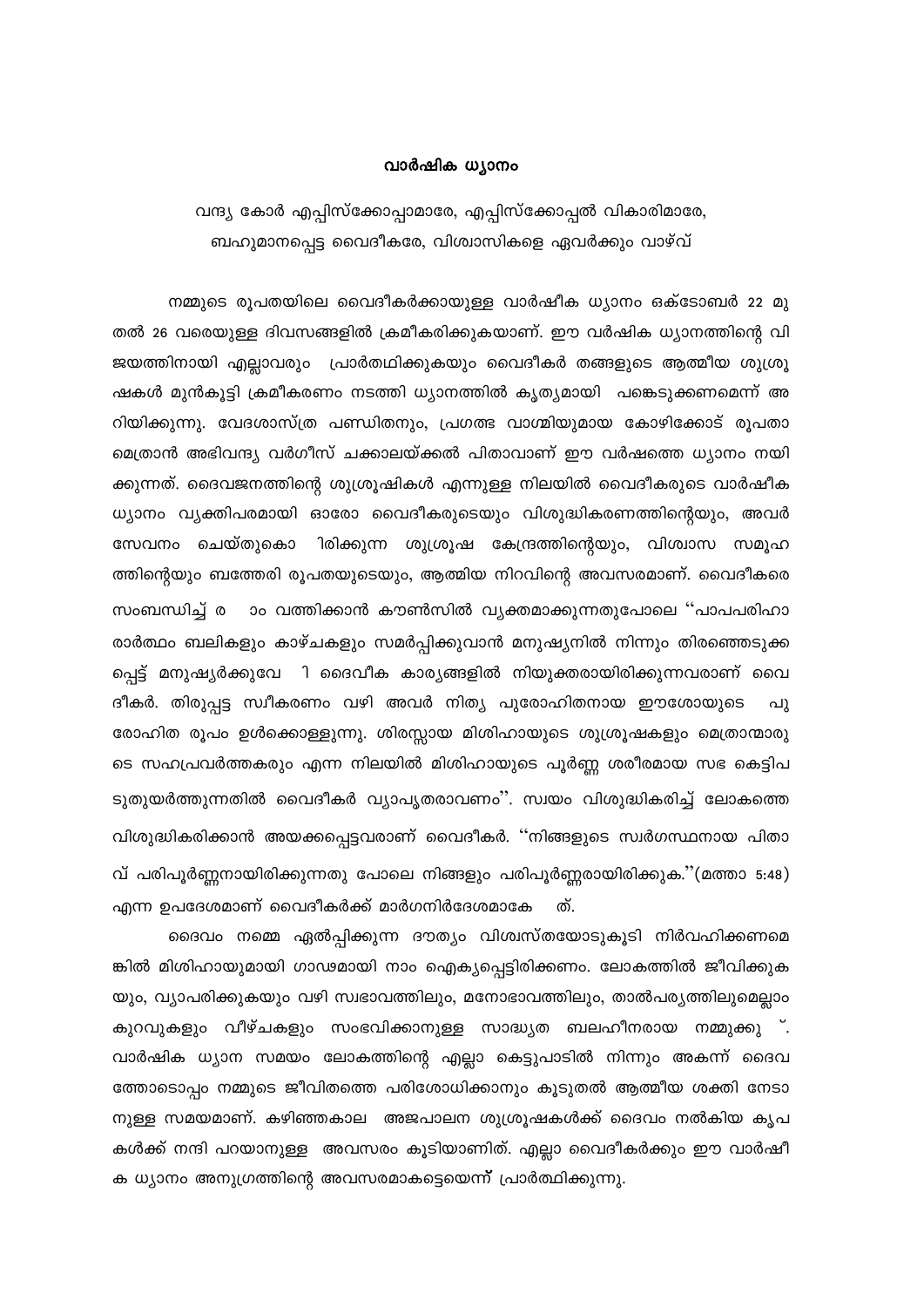# വാർഷിക ധ്യാനം

വന്ദ്യ കോർ എപ്പിസ്ക്കോപ്പാമാരേ, എപ്പിസ്ക്കോപ്പൽ വികാരിമാരേ,
ബഹുമാനപ്പെട്ട വൈദീകരേ, വിശ്വാസികളെ ഏവർക്കും വാഴ്വ്

നമ്മുടെ രൂപതയിലെ വൈദീകർക്കായുള്ള വാർഷീക ധ്യാനം ഒക്ടോബർ 22 മുതൽ 26 വരെയുള്ള ദിവസങ്ങളിൽ ക്രമീകരിക്കുകയാണ്. ഈ വർഷിക ധ്യാനത്തിന്റെ വിജയത്തിനായി എല്ലാവരും പ്രാർത്ഥിക്കുകയും വൈദീകർ തങ്ങളുടെ ആത്മീയ ശുശ്രൂഷകൾ മുൻകൂട്ടി ക്രമീകരണം നടത്തി ധ്യാനത്തിൽ കൃത്യമായി പങ്കെടുക്കണമെന്ന് അറിയിക്കുന്നു. വേദശാസ്ത്ര പണ്ഡിതനും, പ്രഗത്ഭ വാഗ്മിയുമായ കോഴിക്കോട് രൂപതാ മെത്രാൻ അഭിവന്ദ്യ വർഗീസ് ചക്കാലയ്ക്കൽ പിതാവാണ് ഈ വർഷത്തെ ധ്യാനം നയിക്കുന്നത്. ദൈവജനത്തിന്റെ ശുശ്രൂഷികൾ എന്നുള്ള നിലയിൽ വൈദീകരുടെ വാർഷീക ധ്യാനം വ്യക്തിപരമായി ഓരോ വൈദീകരുടെയും വിശുദ്ധികരണത്തിന്റെയും, അവർ സേവനം ചെയ്തുകൊ ിരിക്കുന്ന ശുശ്രൂഷ കേന്ദ്രത്തിന്റെയും, വിശ്വാസ സമൂഹത്തിന്റെയും ബത്തേരി രൂപതയുടെയും, ആത്മീയ നിറവിന്റെ അവസരമാണ്. വൈദീകരെ സംബന്ധിച്ച് ര ാം വത്തിക്കാൻ കൗൺസിൽ വ്യക്തമാക്കുന്നതുപോലെ ''പാപപരിഹാരാർത്ഥം ബലികളും കാഴ്ചകളും സമർപ്പിക്കുവാൻ മനുഷ്യനിൽ നിന്നും തിരഞ്ഞെടുക്കപ്പെട്ട് മനുഷ്യർക്കുവേ ി ദൈവീക കാര്യങ്ങളിൽ നിയുക്തരായിരിക്കുന്നവരാണ് വൈദീകർ. തിരുപ്പട്ട സ്വീകരണം വഴി അവർ നിത്യ പുരോഹിതനായ ഈശോയുടെ പുരോഹിത രൂപം ഉൾക്കൊള്ളുന്നു. ശിരസ്സായ മിശിഹായുടെ ശുശ്രൂഷകളും മെത്രാന്മാരുടെ സഹപ്രവർത്തകരും എന്ന നിലയിൽ മിശിഹായുടെ പൂർണ്ണ ശരീരമായ സഭ കെട്ടിപടുതുയർത്തുന്നതിൽ വൈദീകർ വ്യാപൃതരാവണം''. സ്വയം വിശുദ്ധികരിച്ച് ലോകത്തെ വിശുദ്ധികരിക്കാൻ അയക്കപ്പെട്ടവരാണ് വൈദീകർ. ''നിങ്ങളുടെ സ്വർഗസ്ഥനായ പിതാവ് പരിപൂർണ്ണനായിരിക്കുന്നതു പോലെ നിങ്ങളും പരിപൂർണ്ണരായിരിക്കുക.''(മത്താ 5:48) എന്ന ഉപദേശമാണ് വൈദീകർക്ക് മാർഗനിർദേശമാകേ ത്.

ദൈവം നമ്മെ ഏൽപ്പിക്കുന്ന ദൗത്യം വിശ്വസ്തയോടുകൂടി നിർവഹിക്കണമെങ്കിൽ മിശിഹായുമായി ഗാഢമായി നാം ഐക്യപ്പെട്ടിരിക്കണം. ലോകത്തിൽ ജീവിക്കുകയും, വ്യാപരിക്കുകയും വഴി സ്വഭാവത്തിലും, മനോഭാവത്തിലും, താൽപര്യത്തിലുമെല്ലാം കുറവുകളും വീഴ്ചകളും സംഭവിക്കാനുള്ള സാദ്ധ്യത ബലഹീനരായ നമ്മുക്കു ്. വാർഷിക ധ്യാന സമയം ലോകത്തിന്റെ എല്ലാ കെട്ടുപാടിൽ നിന്നും അകന്ന് ദൈവത്തോടൊപ്പം നമ്മുടെ ജീവിതത്തെ പരിശോധിക്കാനും കൂടുതൽ ആത്മീയ ശക്തി നേടാനുള്ള സമയമാണ്. കഴിഞ്ഞകാല അജപാലന ശുശ്രൂഷകൾക്ക് ദൈവം നൽകിയ കൃപകൾക്ക് നന്ദി പറയാനുള്ള അവസരം കൂടിയാണിത്. എല്ലാ വൈദീകർക്കും ഈ വാർഷീക ധ്യാനം അനുഗ്രത്തിന്റെ അവസരമാകട്ടെയെന്ന് പ്രാർത്ഥിക്കുന്നു.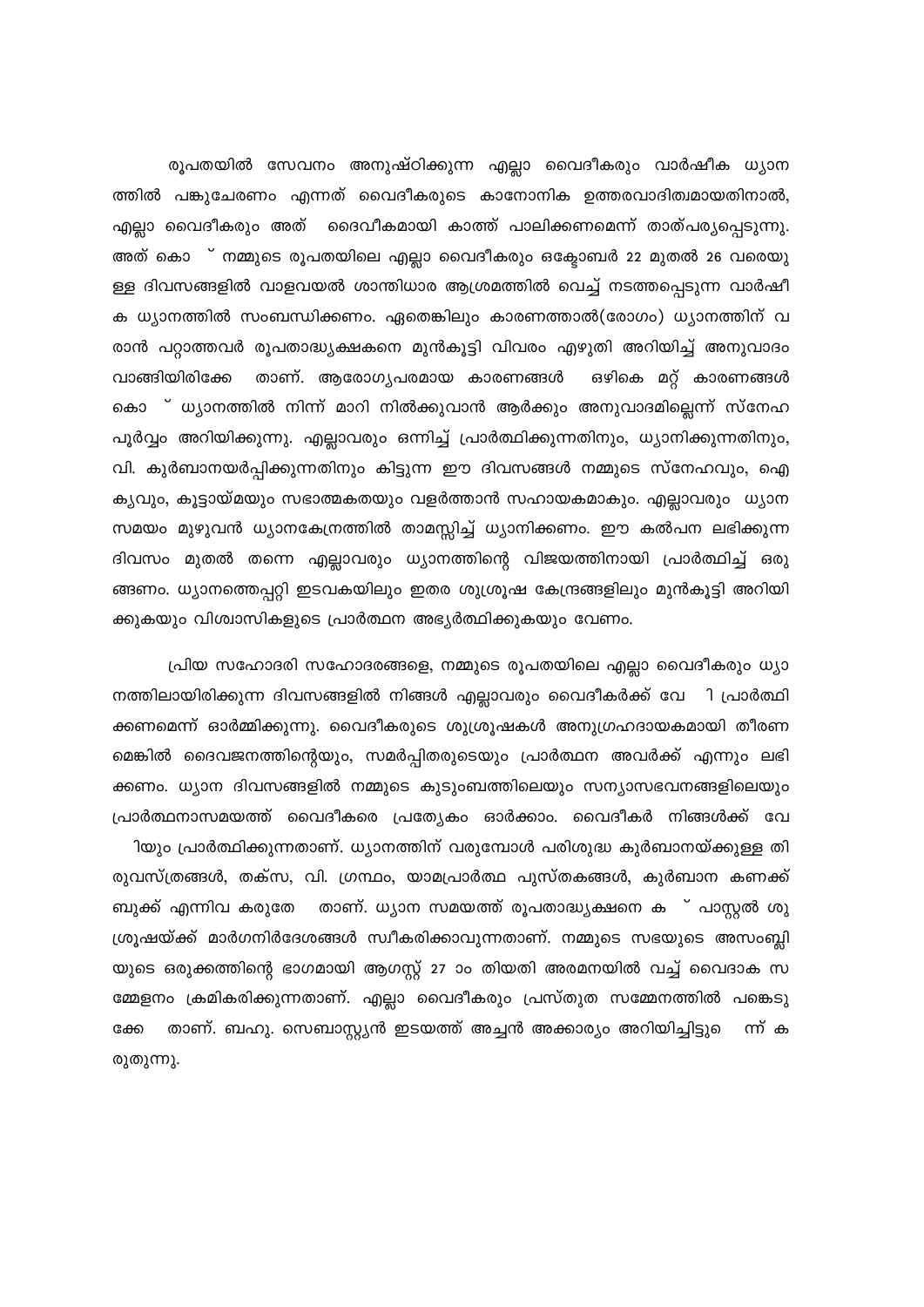രൂപതയിൽ സേവനം അനുഷ്ഠിക്കുന്ന എല്ലാ വൈദീകരും വാർഷീക ധ്യാനത്തിൽ പങ്കുചേരണം എന്നത് വൈദീകരുടെ കാനോനിക ഉത്തരവാദിത്വമായതിനാൽ, എല്ലാ വൈദീകരും അത് ദൈവീകമായി കാത്ത് പാലിക്കണമെന്ന് താത്പര്യപ്പെടുന്നു. അത് കൊ ് നമ്മുടെ രൂപതയിലെ എല്ലാ വൈദീകരും ഒക്ടോബർ 22 മുതൽ 26 വരെയുള്ള ദിവസങ്ങളിൽ വാളവയൽ ശാന്തിധാര ആശ്രമത്തിൽ വെച്ച് നടത്തപ്പെടുന്ന വാർഷീക ധ്യാനത്തിൽ സംബന്ധിക്കണം. ഏതെങ്കിലും കാരണത്താൽ(രോഗം) ധ്യാനത്തിന് വരാൻ പറ്റാത്തവർ രൂപതാദ്ധ്യക്ഷനെ മുൻകൂട്ടി വിവരം എഴുതി അറിയിച്ച് അനുവാദം വാങ്ങിയിരിക്കേ താണ്. ആരോഗ്യപരമായ കാരണങ്ങൾ ഒഴികെ മറ്റ് കാരണങ്ങൾ കൊ ് ധ്യാനത്തിൽ നിന്ന് മാറി നിൽക്കുവാൻ ആർക്കും അനുവാദമില്ലെന്ന് സ്നേഹപൂർവ്വം അറിയിക്കുന്നു. എല്ലാവരും ഒന്നിച്ച് പ്രാർത്ഥിക്കുന്നതിനും, ധ്യാനിക്കുന്നതിനും, വി. കുർബാനയർപ്പിക്കുന്നതിനും കിട്ടുന്ന ഈ ദിവസങ്ങൾ നമ്മുടെ സ്നേഹവും, ഐക്യവും, കൂട്ടായ്മയും സഭാത്മകതയും വളർത്താൻ സഹായകമാകും. എല്ലാവരും ധ്യാനസമയം മുഴുവൻ ധ്യാനകേന്ദ്രത്തിൽ താമസ്സിച്ച് ധ്യാനിക്കണം. ഈ കൽപന ലഭിക്കുന്ന ദിവസം മുതൽ തന്നെ എല്ലാവരും ധ്യാനത്തിന്റെ വിജയത്തിനായി പ്രാർത്ഥിച്ച് ഒരുങ്ങണം. ധ്യാനത്തെപ്പറ്റി ഇടവകയിലും ഇതര ശുശ്രൂഷ കേന്ദ്രങ്ങളിലും മുൻകൂട്ടി അറിയിക്കുകയും വിശ്വാസികളുടെ പ്രാർത്ഥന അഭ്യർത്ഥിക്കുകയും വേണം.

പ്രിയ സഹോദരി സഹോദരങ്ങളെ, നമ്മുടെ രൂപതയിലെ എല്ലാ വൈദീകരും ധ്യാനത്തിലായിരിക്കുന്ന ദിവസങ്ങളിൽ നിങ്ങൾ എല്ലാവരും വൈദീകർക്ക് വേ ി പ്രാർത്ഥിക്കണമെന്ന് ഓർമ്മിക്കുന്നു. വൈദീകരുടെ ശുശ്രൂഷകൾ അനുഗ്രഹദായകമായി തീരണമെങ്കിൽ ദൈവജനത്തിന്റെയും, സമർപ്പിതരുടെയും പ്രാർത്ഥന അവർക്ക് എന്നും ലഭിക്കണം. ധ്യാന ദിവസങ്ങളിൽ നമ്മുടെ കുടുംബത്തിലെയും സന്യാസഭവനങ്ങളിലെയും പ്രാർത്ഥനാസമയത്ത് വൈദീകരെ പ്രത്യേകം ഓർക്കാം. വൈദീകർ നിങ്ങൾക്ക് വേ ിയും പ്രാർത്ഥിക്കുന്നതാണ്. ധ്യാനത്തിന് വരുമ്പോൾ പരിശുദ്ധ കുർബാനയ്ക്കുള്ള തിരുവസ്ത്രങ്ങൾ, തക്സ, വി. ഗ്രന്ഥം, യാമപ്രാർത്ഥ പുസ്തകങ്ങൾ, കുർബാന കണക്ക് ബുക്ക് എന്നിവ കരുതേ താണ്. ധ്യാന സമയത്ത് രൂപതാദ്ധ്യക്ഷനെ ക ് പാസ്റ്റൽ ശുശ്രൂഷയ്ക്ക് മാർഗനിർദേശങ്ങൾ സ്വീകരിക്കാവുന്നതാണ്. നമ്മുടെ സഭയുടെ അസംബ്ലിയുടെ ഒരുക്കത്തിന്റെ ഭാഗമായി ആഗസ്റ്റ് 27 ാം തിയതി അരമനയിൽ വച്ച് വൈദാക സമ്മേളനം ക്രമികരിക്കുന്നതാണ്. എല്ലാ വൈദീകരും പ്രസ്തുത സമ്മേനത്തിൽ പങ്കെടുക്കേ താണ്. ബഹു. സെബാസ്റ്റ്യൻ ഇടയത്ത് അച്ചൻ അക്കാര്യം അറിയിച്ചിട്ടു ന്ന് കരുതുന്നു.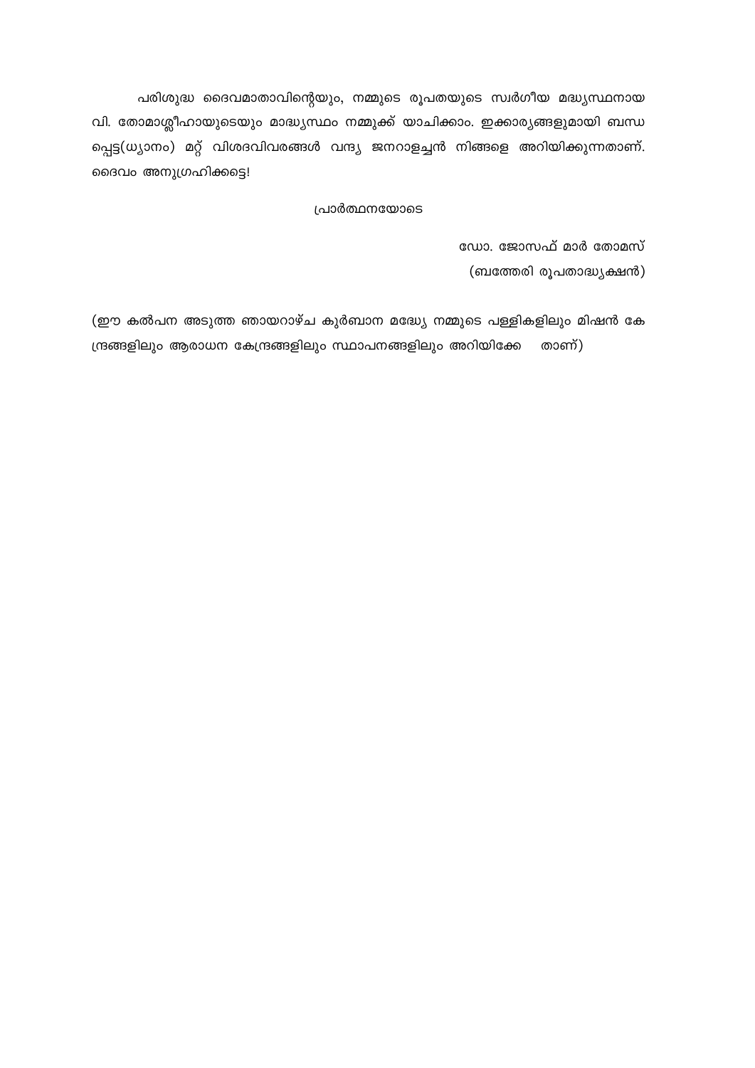പരിശുദ്ധ ദൈവമാതാവിന്റെയും, നമ്മുടെ രൂപതയുടെ സ്വർഗീയ മദ്ധ്യസ്ഥനായ വി. തോമാശ്ലീഹായുടെയും മാദ്ധ്യസ്ഥം നമ്മുക്ക് യാചിക്കാം. ഇക്കാര്യങ്ങളുമായി ബന്ധപ്പെട്ട(ധ്യാനം) മറ്റ് വിശദവിവരങ്ങൾ വന്ദ്യ ജനറാളച്ചൻ നിങ്ങളെ അറിയിക്കുന്നതാണ്. ദൈവം അനുഗ്രഹിക്കട്ടെ!

പ്രാർത്ഥനയോടെ

ഡോ. ജോസഫ് മാർ തോമസ്
(ബത്തേരി രൂപതാദ്ധ്യക്ഷൻ)

(ഈ കൽപന അടുത്ത ഞായറാഴ്ച കുർബാന മദ്ധ്യേ നമ്മുടെ പള്ളികളിലും മിഷൻ കേന്ദ്രങ്ങളിലും ആരാധന കേന്ദ്രങ്ങളിലും സ്ഥാപനങ്ങളിലും അറിയിക്കേ താണ്)